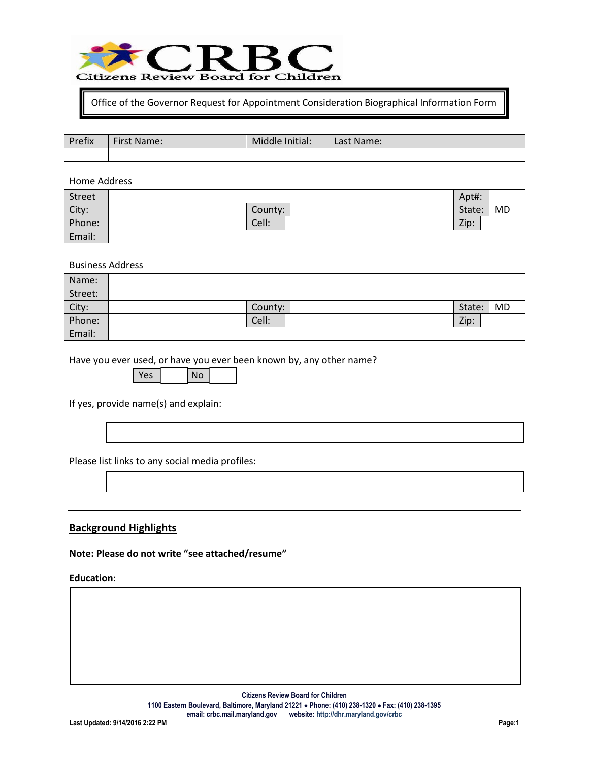# CRBC

**Citizens Review Board for Children**

Office of the Governor Request for Appointment Consideration Biographical Information Form

| Prefix | First Name: | Middle Initial: | Last Name: |
|---|---|---|---|
| | | | |

Home Address

| | | | | | |
|---|---|---|---|---|---|
| Street | | | | Apt#: | |
| City: | | County: | | State: | MD |
| Phone: | | Cell: | | Zip: | |
| Email: | | | | | |

Business Address

| | | | | | |
|---|---|---|---|---|---|
| Name: | | | | | |
| Street: | | | | | |
| City: | | County: | | State: | MD |
| Phone: | | Cell: | | Zip: | |
| Email: | | | | | |

Have you ever used, or have you ever been known by, any other name?

| Yes | | No | |
|---|---|---|---|

If yes, provide name(s) and explain:

Please list links to any social media profiles:

---

## Background Highlights

**Note: Please do not write "see attached/resume"**

**Education**: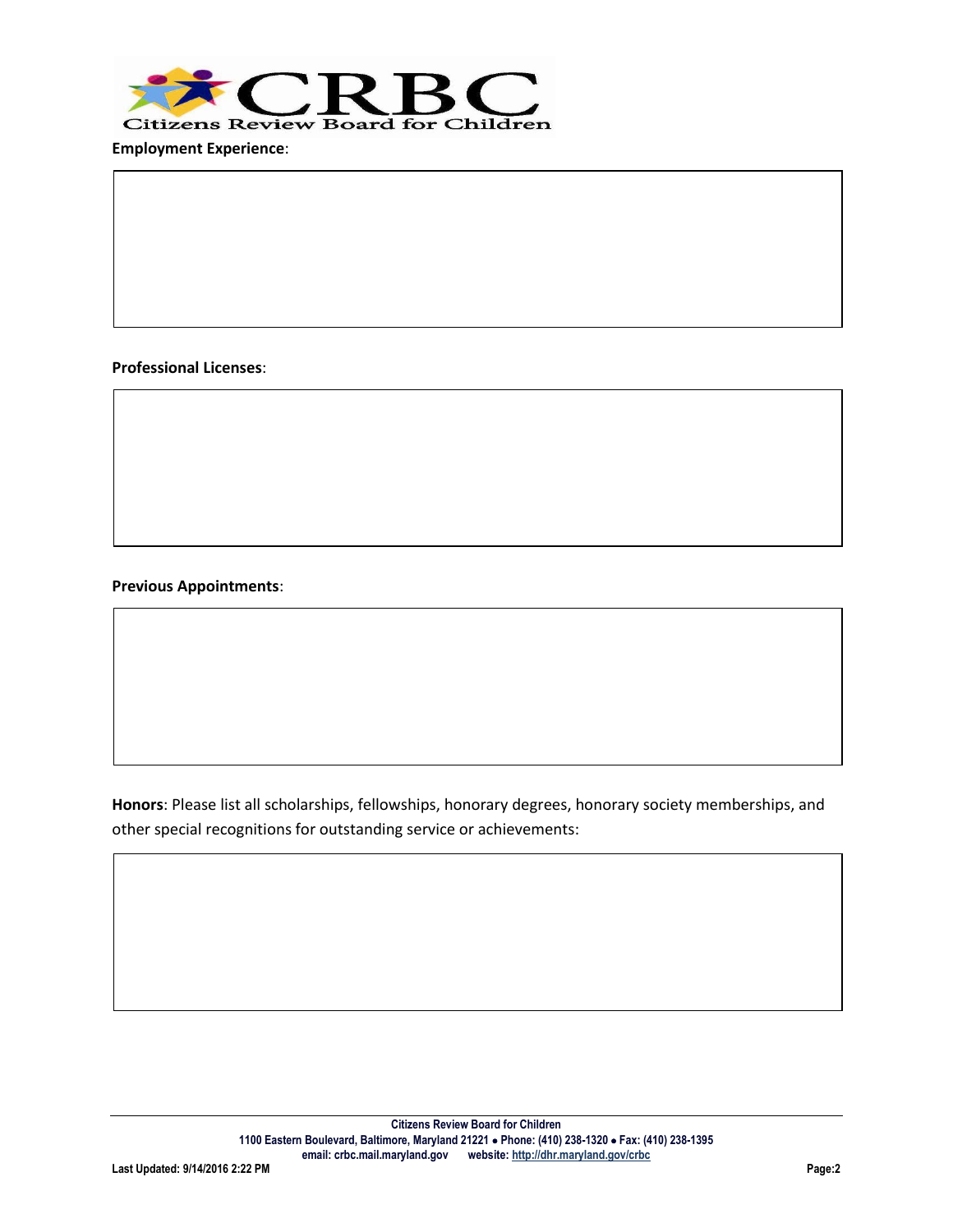**Employment Experience**:

**Professional Licenses**:

**Previous Appointments**:

**Honors**: Please list all scholarships, fellowships, honorary degrees, honorary society memberships, and other special recognitions for outstanding service or achievements: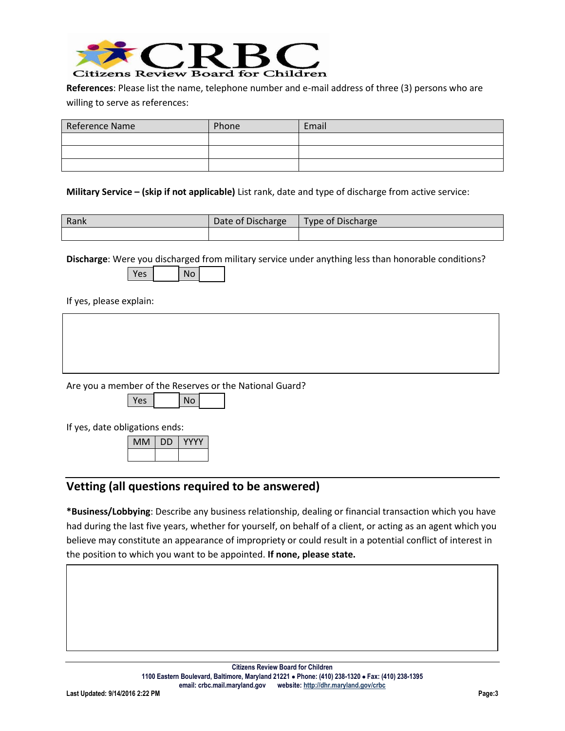**References**: Please list the name, telephone number and e-mail address of three (3) persons who are willing to serve as references:

| Reference Name | Phone | Email |
|---|---|---|
| | | |
| | | |
| | | |

**Military Service – (skip if not applicable)** List rank, date and type of discharge from active service:

| Rank | Date of Discharge | Type of Discharge |
|---|---|---|
| | | |

**Discharge**: Were you discharged from military service under anything less than honorable conditions?

| Yes | | No | |
|---|---|---|---|

If yes, please explain:

Are you a member of the Reserves or the National Guard?

| Yes | | No | |
|---|---|---|---|

If yes, date obligations ends:

| MM | DD | YYYY |
|---|---|---|
| | | |

## Vetting (all questions required to be answered)

***Business/Lobbying**: Describe any business relationship, dealing or financial transaction which you have had during the last five years, whether for yourself, on behalf of a client, or acting as an agent which you believe may constitute an appearance of impropriety or could result in a potential conflict of interest in the position to which you want to be appointed. **If none, please state.**

Citizens Review Board for Children
1100 Eastern Boulevard, Baltimore, Maryland 21221 • Phone: (410) 238-1320 • Fax: (410) 238-1395
email: crbc.mail.maryland.gov website: http://dhr.maryland.gov/crbc

Last Updated: 9/14/2016 2:22 PM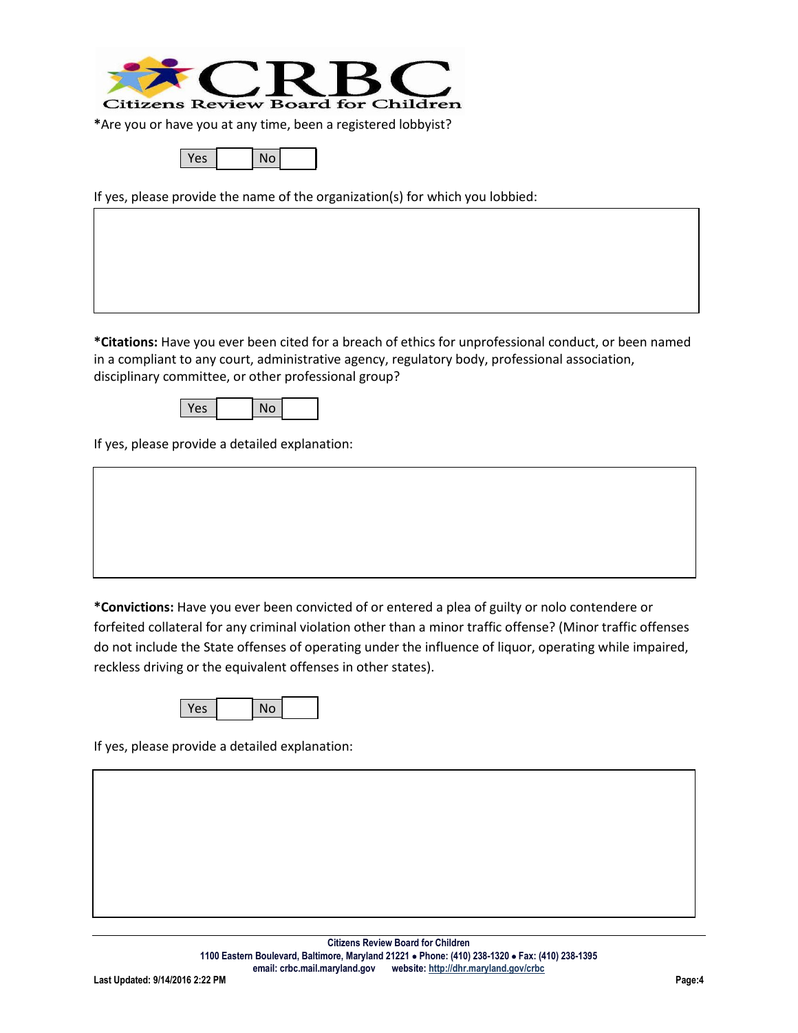*Are you or have you at any time, been a registered lobbyist?

| Yes | | No | |
|---|---|---|---|

If yes, please provide the name of the organization(s) for which you lobbied:

**\*Citations:** Have you ever been cited for a breach of ethics for unprofessional conduct, or been named in a compliant to any court, administrative agency, regulatory body, professional association, disciplinary committee, or other professional group?

| Yes | | No | |
|---|---|---|---|

If yes, please provide a detailed explanation:

**\*Convictions:** Have you ever been convicted of or entered a plea of guilty or nolo contendere or forfeited collateral for any criminal violation other than a minor traffic offense? (Minor traffic offenses do not include the State offenses of operating under the influence of liquor, operating while impaired, reckless driving or the equivalent offenses in other states).

| Yes | | No | |
|---|---|---|---|

If yes, please provide a detailed explanation: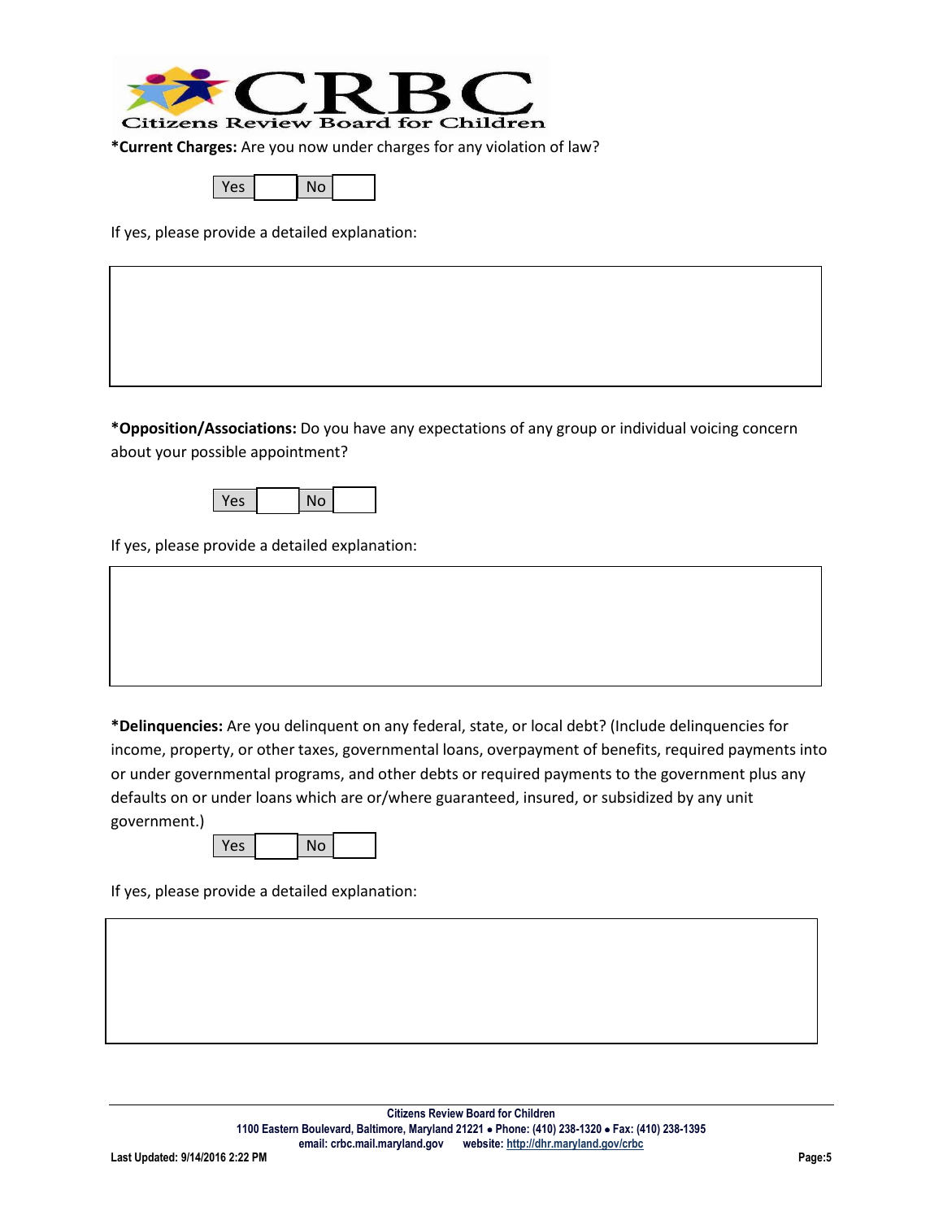**\*Current Charges:** Are you now under charges for any violation of law?

| Yes | | No | |
|---|---|---|---|

If yes, please provide a detailed explanation:

**\*Opposition/Associations:** Do you have any expectations of any group or individual voicing concern about your possible appointment?

| Yes | | No | |
|---|---|---|---|

If yes, please provide a detailed explanation:

**\*Delinquencies:** Are you delinquent on any federal, state, or local debt? (Include delinquencies for income, property, or other taxes, governmental loans, overpayment of benefits, required payments into or under governmental programs, and other debts or required payments to the government plus any defaults on or under loans which are or/where guaranteed, insured, or subsidized by any unit government.)

| Yes | | No | |
|---|---|---|---|

If yes, please provide a detailed explanation: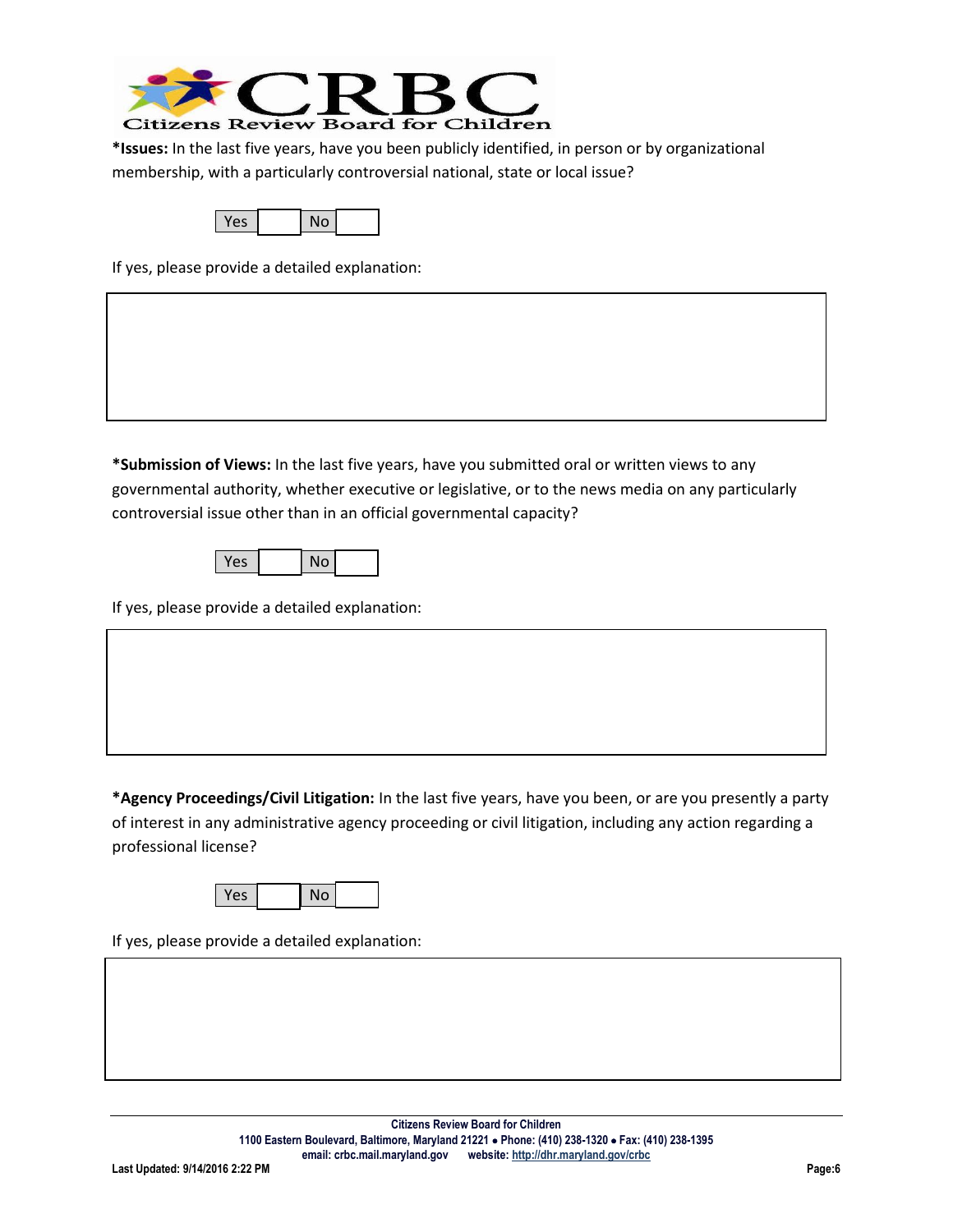**\*Issues:** In the last five years, have you been publicly identified, in person or by organizational membership, with a particularly controversial national, state or local issue?

| Yes | | No | |
|---|---|---|---|

If yes, please provide a detailed explanation:

**\*Submission of Views:** In the last five years, have you submitted oral or written views to any governmental authority, whether executive or legislative, or to the news media on any particularly controversial issue other than in an official governmental capacity?

| Yes | | No | |
|---|---|---|---|

If yes, please provide a detailed explanation:

**\*Agency Proceedings/Civil Litigation:** In the last five years, have you been, or are you presently a party of interest in any administrative agency proceeding or civil litigation, including any action regarding a professional license?

| Yes | | No | |
|---|---|---|---|

If yes, please provide a detailed explanation: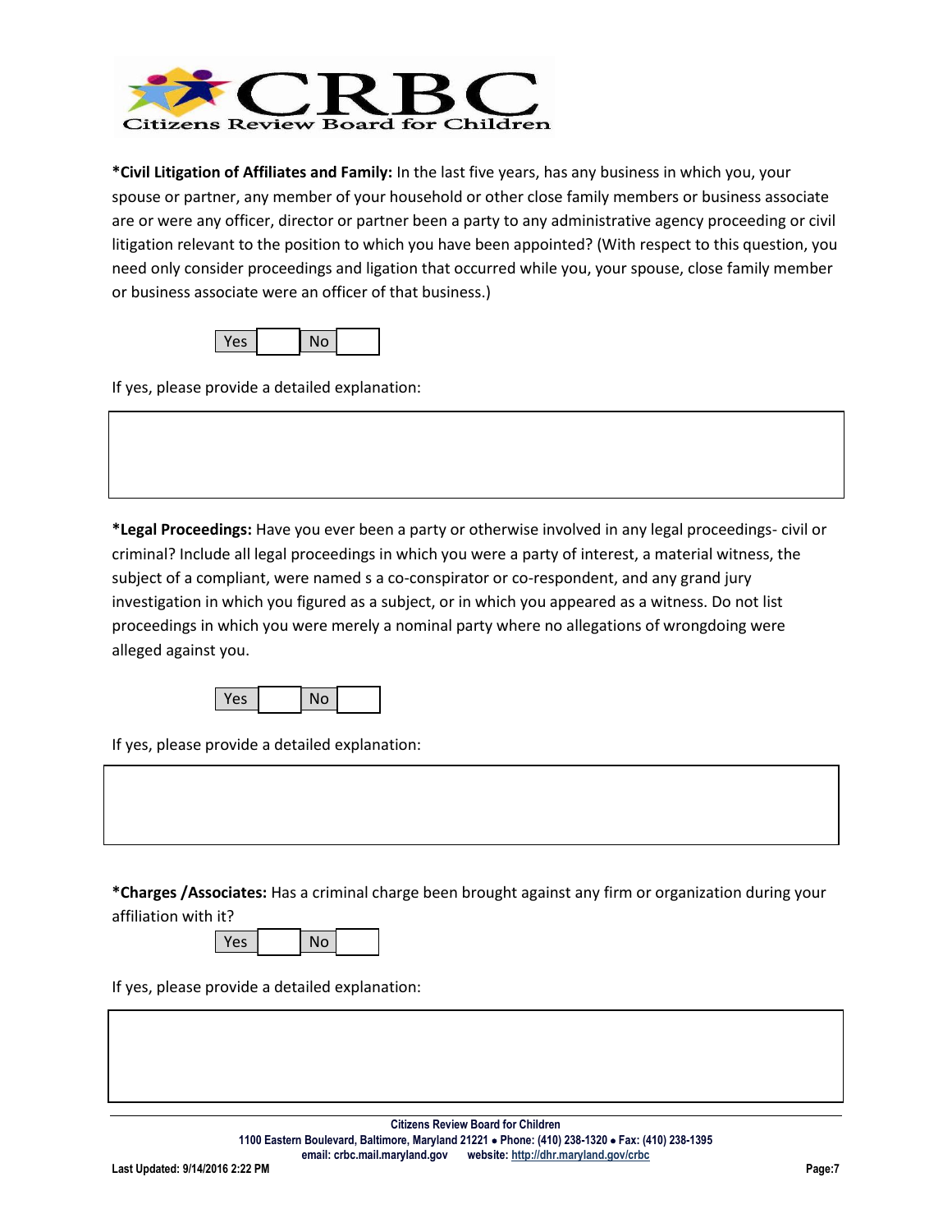**\*Civil Litigation of Affiliates and Family:** In the last five years, has any business in which you, your spouse or partner, any member of your household or other close family members or business associate are or were any officer, director or partner been a party to any administrative agency proceeding or civil litigation relevant to the position to which you have been appointed? (With respect to this question, you need only consider proceedings and ligation that occurred while you, your spouse, close family member or business associate were an officer of that business.)

| Yes | | No | |
|---|---|---|---|

If yes, please provide a detailed explanation:

| |
|---|
| |

**\*Legal Proceedings:** Have you ever been a party or otherwise involved in any legal proceedings- civil or criminal? Include all legal proceedings in which you were a party of interest, a material witness, the subject of a compliant, were named s a co-conspirator or co-respondent, and any grand jury investigation in which you figured as a subject, or in which you appeared as a witness. Do not list proceedings in which you were merely a nominal party where no allegations of wrongdoing were alleged against you.

| Yes | | No | |
|---|---|---|---|

If yes, please provide a detailed explanation:

| |
|---|
| |

**\*Charges /Associates:** Has a criminal charge been brought against any firm or organization during your affiliation with it?

| Yes | | No | |
|---|---|---|---|

If yes, please provide a detailed explanation:

| |
|---|
| |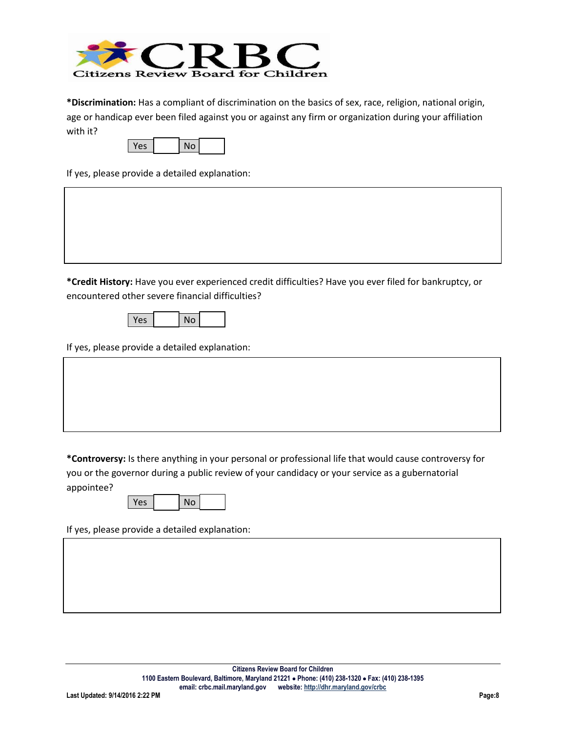**\*Discrimination:** Has a compliant of discrimination on the basics of sex, race, religion, national origin, age or handicap ever been filed against you or against any firm or organization during your affiliation with it?

| Yes | | No | |
|---|---|---|---|

If yes, please provide a detailed explanation:

**\*Credit History:** Have you ever experienced credit difficulties? Have you ever filed for bankruptcy, or encountered other severe financial difficulties?

| Yes | | No | |
|---|---|---|---|

If yes, please provide a detailed explanation:

**\*Controversy:** Is there anything in your personal or professional life that would cause controversy for you or the governor during a public review of your candidacy or your service as a gubernatorial appointee?

| Yes | | No | |
|---|---|---|---|

If yes, please provide a detailed explanation: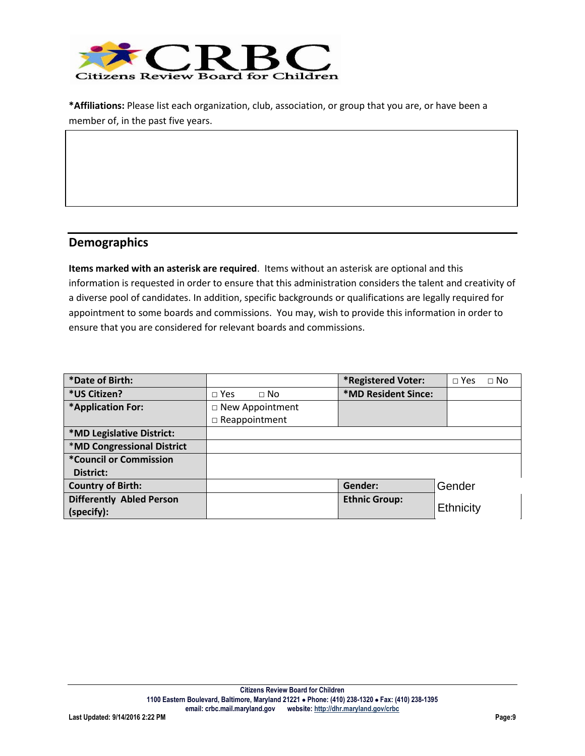**CRBC**
**Citizens Review Board for Children**

***Affiliations:** Please list each organization, club, association, or group that you are, or have been a member of, in the past five years.

|  |
|---|
|  |

## Demographics

**Items marked with an asterisk are required**. Items without an asterisk are optional and this information is requested in order to ensure that this administration considers the talent and creativity of a diverse pool of candidates. In addition, specific backgrounds or qualifications are legally required for appointment to some boards and commissions. You may, wish to provide this information in order to ensure that you are considered for relevant boards and commissions.

| | | | |
|---|---|---|---|
| ***Date of Birth:** | | ***Registered Voter:** | □ Yes □ No |
| ***US Citizen?** | □ Yes □ No | ***MD Resident Since:** | |
| ***Application For:** | □ New Appointment<br>□ Reappointment | | |
| ***MD Legislative District:** | | | |
| ***MD Congressional District** | | | |
| ***Council or Commission District:** | | | |
| **Country of Birth:** | | **Gender:** | Gender |
| **Differently Abled Person (specify):** | | **Ethnic Group:** | Ethnicity |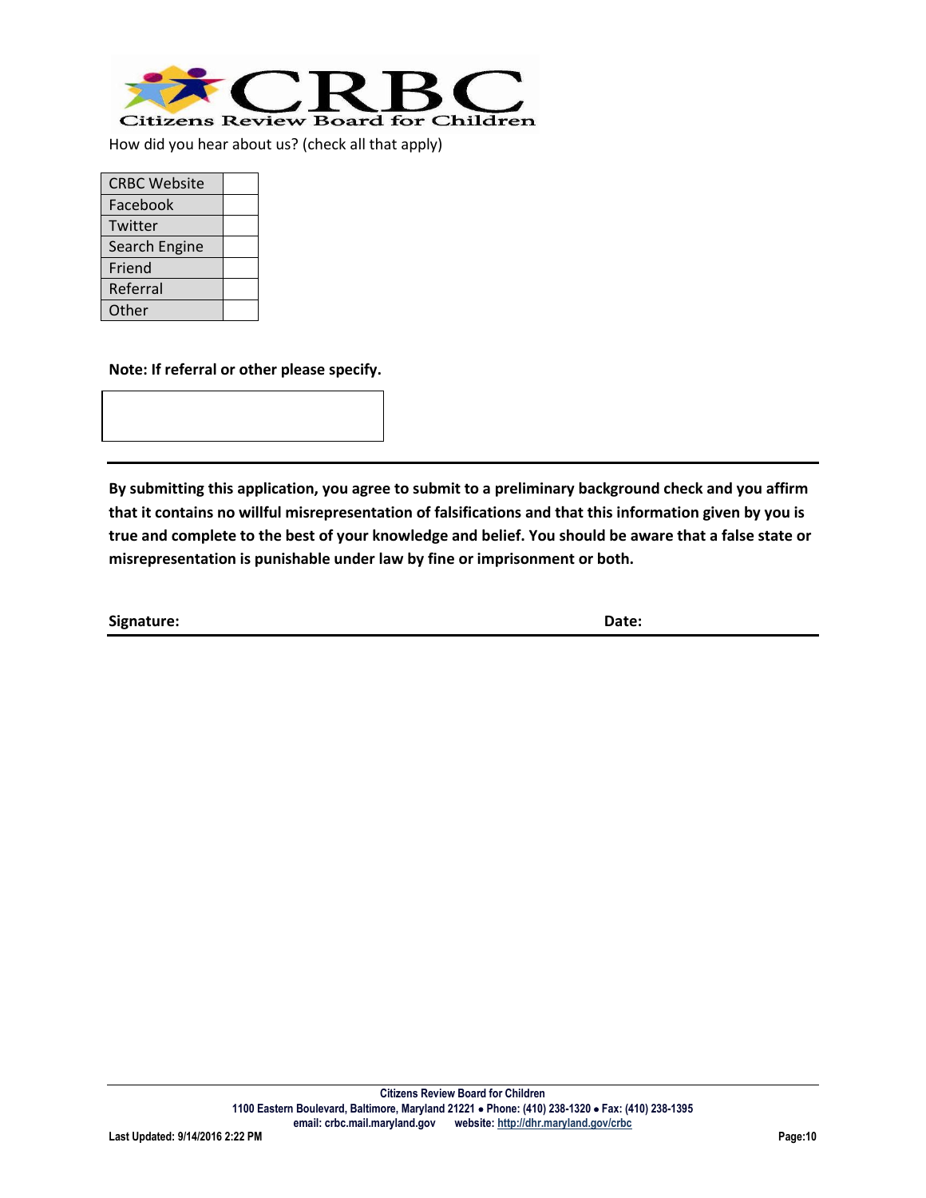Citizens Review Board for Children

How did you hear about us? (check all that apply)

| | |
|---|---|
| CRBC Website | |
| Facebook | |
| Twitter | |
| Search Engine | |
| Friend | |
| Referral | |
| Other | |

**Note: If referral or other please specify.**

---

**By submitting this application, you agree to submit to a preliminary background check and you affirm that it contains no willful misrepresentation of falsifications and that this information given by you is true and complete to the best of your knowledge and belief. You should be aware that a false state or misrepresentation is punishable under law by fine or imprisonment or both.**

**Signature:** **Date:**